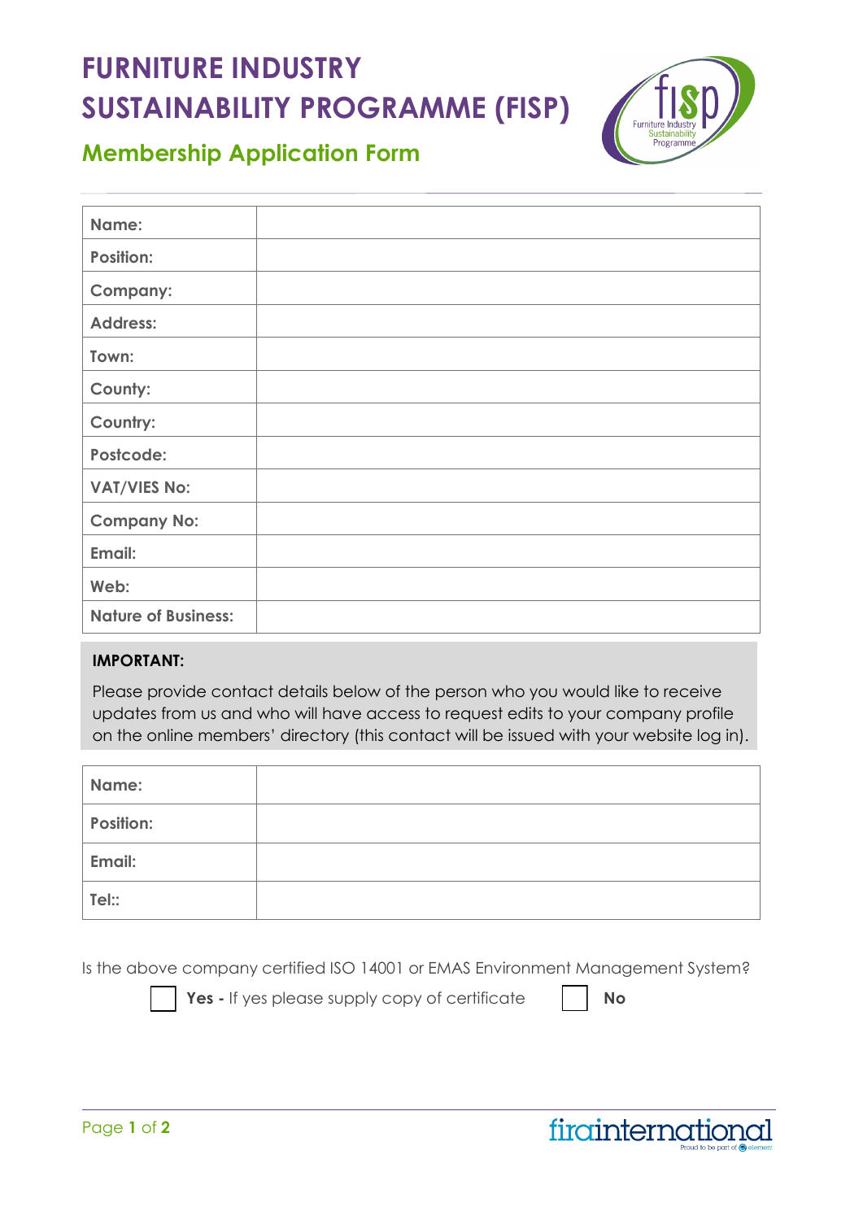# FURNITURE INDUSTRY SUSTAINABILITY PROGRAMME (FISP)

## Membership Application Form

| | |
|---|---|
| **Name:** | |
| **Position:** | |
| **Company:** | |
| **Address:** | |
| **Town:** | |
| **County:** | |
| **Country:** | |
| **Postcode:** | |
| **VAT/VIES No:** | |
| **Company No:** | |
| **Email:** | |
| **Web:** | |
| **Nature of Business:** | |

**IMPORTANT:**

Please provide contact details below of the person who you would like to receive updates from us and who will have access to request edits to your company profile on the online members' directory (this contact will be issued with your website log in).

| | |
|---|---|
| **Name:** | |
| **Position:** | |
| **Email:** | |
| **Tel::** | |

Is the above company certified ISO 14001 or EMAS Environment Management System?

☐ **Yes -** If yes please supply copy of certificate ☐ **No**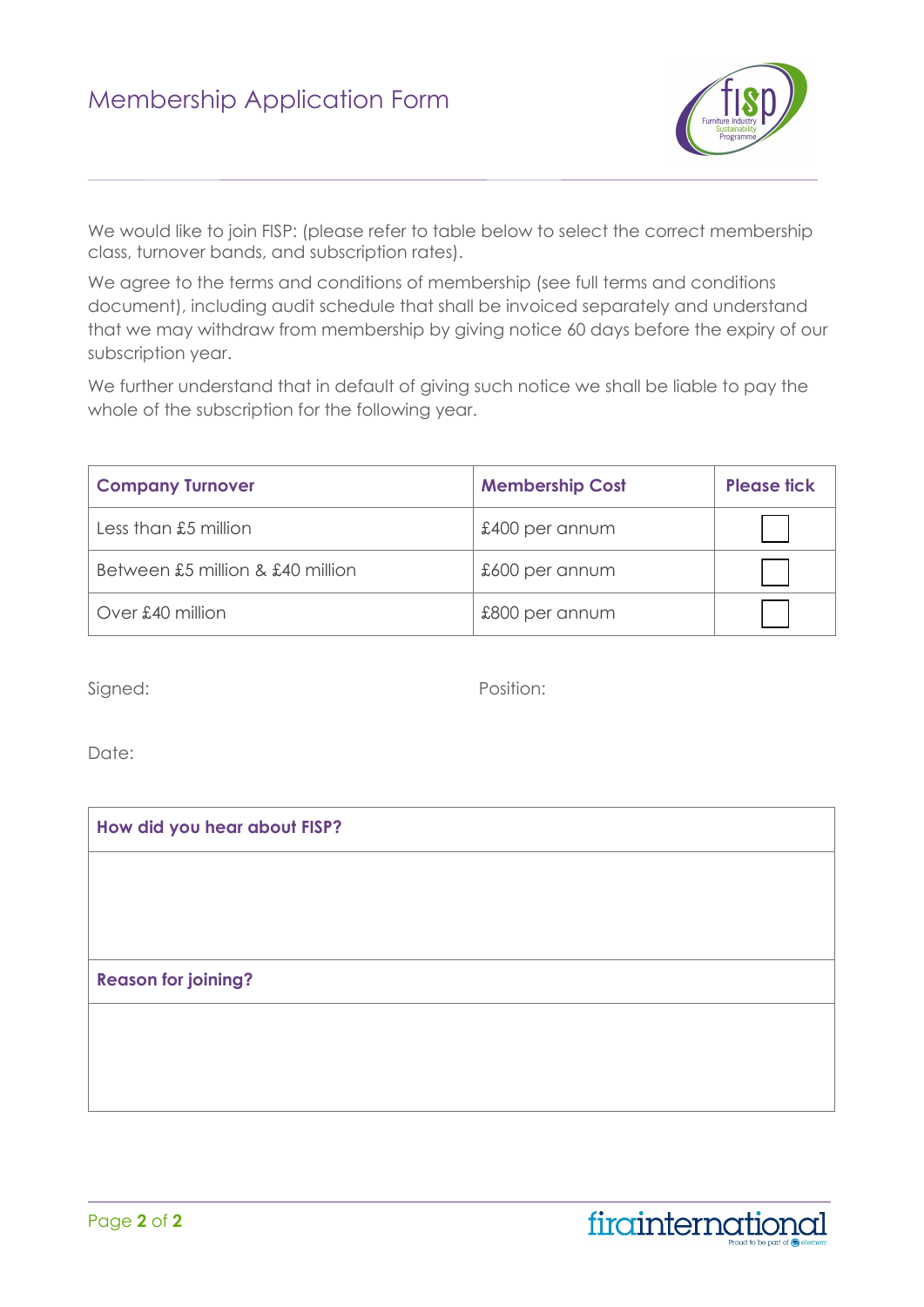# Membership Application Form

We would like to join FISP: (please refer to table below to select the correct membership class, turnover bands, and subscription rates).

We agree to the terms and conditions of membership (see full terms and conditions document), including audit schedule that shall be invoiced separately and understand that we may withdraw from membership by giving notice 60 days before the expiry of our subscription year.

We further understand that in default of giving such notice we shall be liable to pay the whole of the subscription for the following year.

| **Company Turnover** | **Membership Cost** | **Please tick** |
| --- | --- | --- |
| Less than £5 million | £400 per annum | ☐ |
| Between £5 million & £40 million | £600 per annum | ☐ |
| Over £40 million | £800 per annum | ☐ |

Signed: Position:

Date:

| **How did you hear about FISP?** |
| --- |
| |
| **Reason for joining?** |
| |